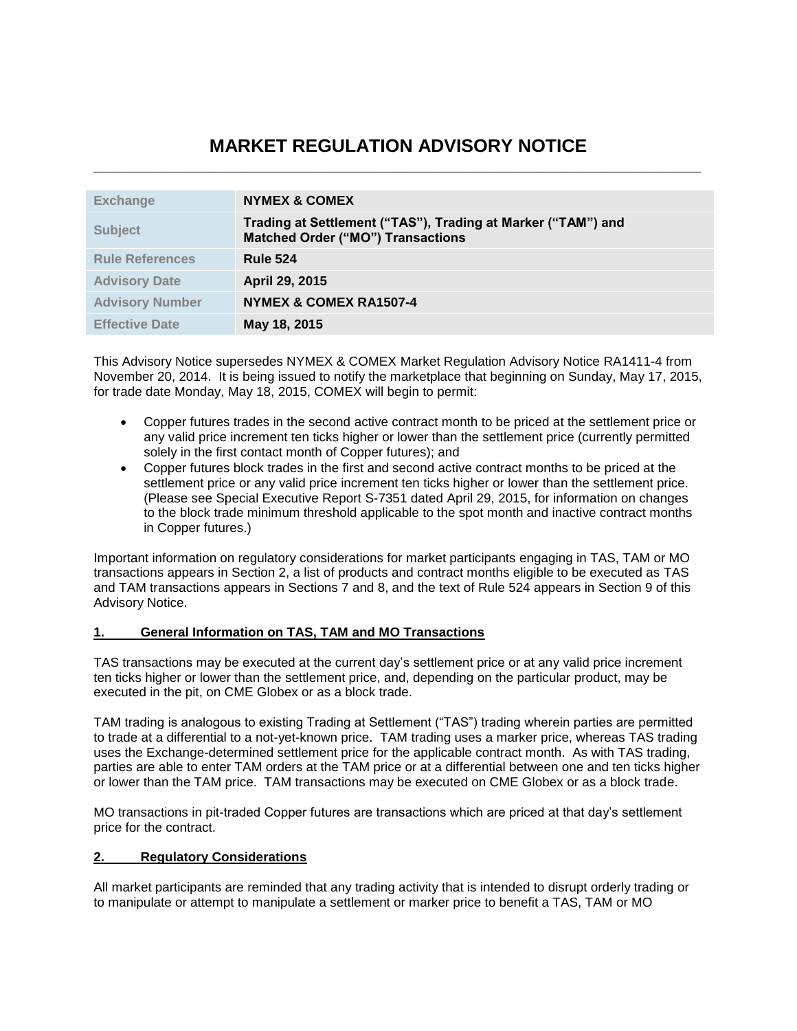# MARKET REGULATION ADVISORY NOTICE

| Exchange | NYMEX & COMEX |
| --- | --- |
| Subject | Trading at Settlement ("TAS"), Trading at Marker ("TAM") and Matched Order ("MO") Transactions |
| Rule References | Rule 524 |
| Advisory Date | April 29, 2015 |
| Advisory Number | NYMEX & COMEX RA1507-4 |
| Effective Date | May 18, 2015 |

This Advisory Notice supersedes NYMEX & COMEX Market Regulation Advisory Notice RA1411-4 from November 20, 2014. It is being issued to notify the marketplace that beginning on Sunday, May 17, 2015, for trade date Monday, May 18, 2015, COMEX will begin to permit:

- Copper futures trades in the second active contract month to be priced at the settlement price or any valid price increment ten ticks higher or lower than the settlement price (currently permitted solely in the first contact month of Copper futures); and
- Copper futures block trades in the first and second active contract months to be priced at the settlement price or any valid price increment ten ticks higher or lower than the settlement price. (Please see Special Executive Report S-7351 dated April 29, 2015, for information on changes to the block trade minimum threshold applicable to the spot month and inactive contract months in Copper futures.)

Important information on regulatory considerations for market participants engaging in TAS, TAM or MO transactions appears in Section 2, a list of products and contract months eligible to be executed as TAS and TAM transactions appears in Sections 7 and 8, and the text of Rule 524 appears in Section 9 of this Advisory Notice.

## 1. General Information on TAS, TAM and MO Transactions

TAS transactions may be executed at the current day's settlement price or at any valid price increment ten ticks higher or lower than the settlement price, and, depending on the particular product, may be executed in the pit, on CME Globex or as a block trade.

TAM trading is analogous to existing Trading at Settlement ("TAS") trading wherein parties are permitted to trade at a differential to a not-yet-known price. TAM trading uses a marker price, whereas TAS trading uses the Exchange-determined settlement price for the applicable contract month. As with TAS trading, parties are able to enter TAM orders at the TAM price or at a differential between one and ten ticks higher or lower than the TAM price. TAM transactions may be executed on CME Globex or as a block trade.

MO transactions in pit-traded Copper futures are transactions which are priced at that day's settlement price for the contract.

## 2. Regulatory Considerations

All market participants are reminded that any trading activity that is intended to disrupt orderly trading or to manipulate or attempt to manipulate a settlement or marker price to benefit a TAS, TAM or MO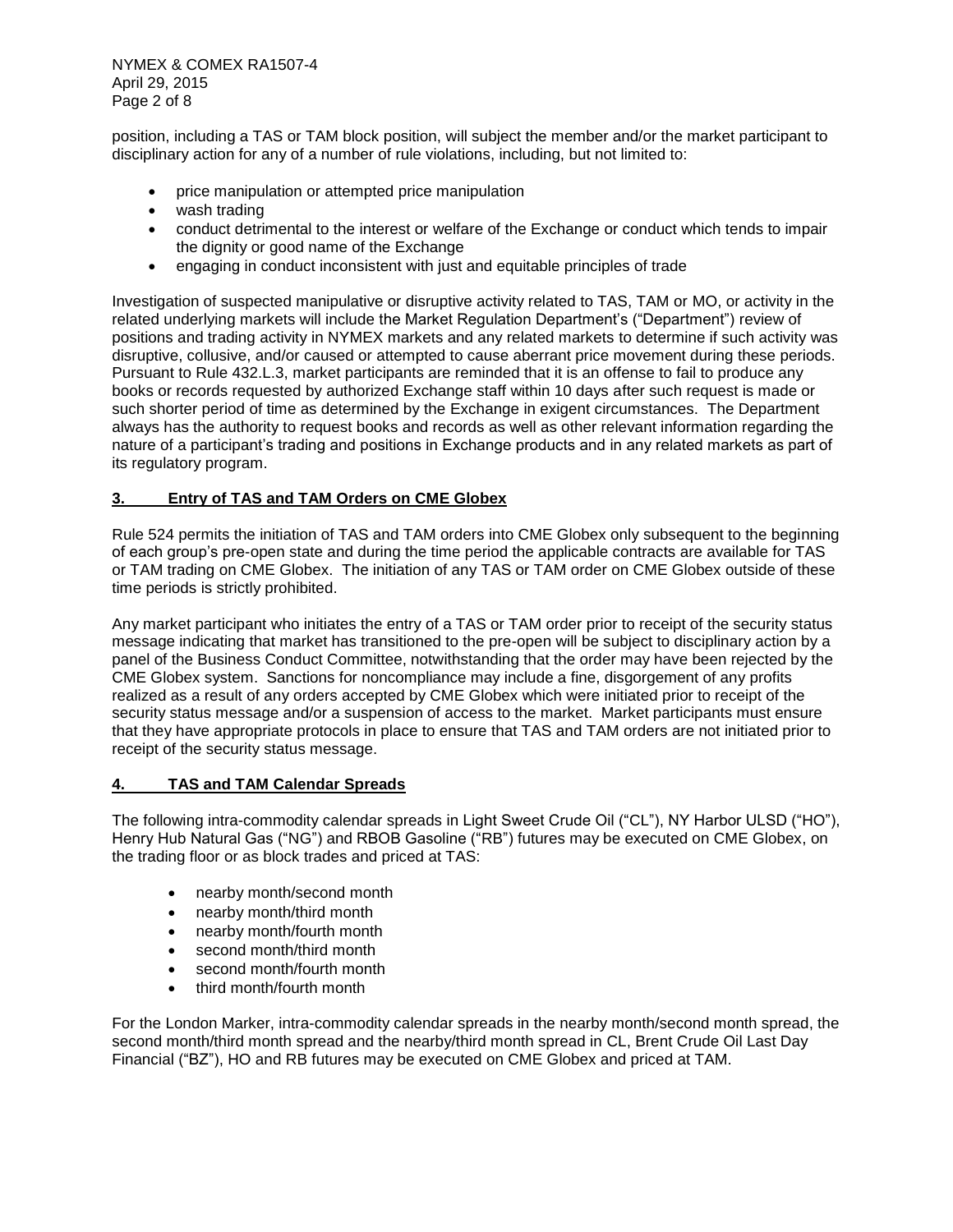position, including a TAS or TAM block position, will subject the member and/or the market participant to disciplinary action for any of a number of rule violations, including, but not limited to:

- price manipulation or attempted price manipulation
- wash trading
- conduct detrimental to the interest or welfare of the Exchange or conduct which tends to impair the dignity or good name of the Exchange
- engaging in conduct inconsistent with just and equitable principles of trade

Investigation of suspected manipulative or disruptive activity related to TAS, TAM or MO, or activity in the related underlying markets will include the Market Regulation Department's ("Department") review of positions and trading activity in NYMEX markets and any related markets to determine if such activity was disruptive, collusive, and/or caused or attempted to cause aberrant price movement during these periods. Pursuant to Rule 432.L.3, market participants are reminded that it is an offense to fail to produce any books or records requested by authorized Exchange staff within 10 days after such request is made or such shorter period of time as determined by the Exchange in exigent circumstances. The Department always has the authority to request books and records as well as other relevant information regarding the nature of a participant's trading and positions in Exchange products and in any related markets as part of its regulatory program.

## 3. Entry of TAS and TAM Orders on CME Globex

Rule 524 permits the initiation of TAS and TAM orders into CME Globex only subsequent to the beginning of each group's pre-open state and during the time period the applicable contracts are available for TAS or TAM trading on CME Globex. The initiation of any TAS or TAM order on CME Globex outside of these time periods is strictly prohibited.

Any market participant who initiates the entry of a TAS or TAM order prior to receipt of the security status message indicating that market has transitioned to the pre-open will be subject to disciplinary action by a panel of the Business Conduct Committee, notwithstanding that the order may have been rejected by the CME Globex system. Sanctions for noncompliance may include a fine, disgorgement of any profits realized as a result of any orders accepted by CME Globex which were initiated prior to receipt of the security status message and/or a suspension of access to the market. Market participants must ensure that they have appropriate protocols in place to ensure that TAS and TAM orders are not initiated prior to receipt of the security status message.

## 4. TAS and TAM Calendar Spreads

The following intra-commodity calendar spreads in Light Sweet Crude Oil ("CL"), NY Harbor ULSD ("HO"), Henry Hub Natural Gas ("NG") and RBOB Gasoline ("RB") futures may be executed on CME Globex, on the trading floor or as block trades and priced at TAS:

- nearby month/second month
- nearby month/third month
- nearby month/fourth month
- second month/third month
- second month/fourth month
- third month/fourth month

For the London Marker, intra-commodity calendar spreads in the nearby month/second month spread, the second month/third month spread and the nearby/third month spread in CL, Brent Crude Oil Last Day Financial ("BZ"), HO and RB futures may be executed on CME Globex and priced at TAM.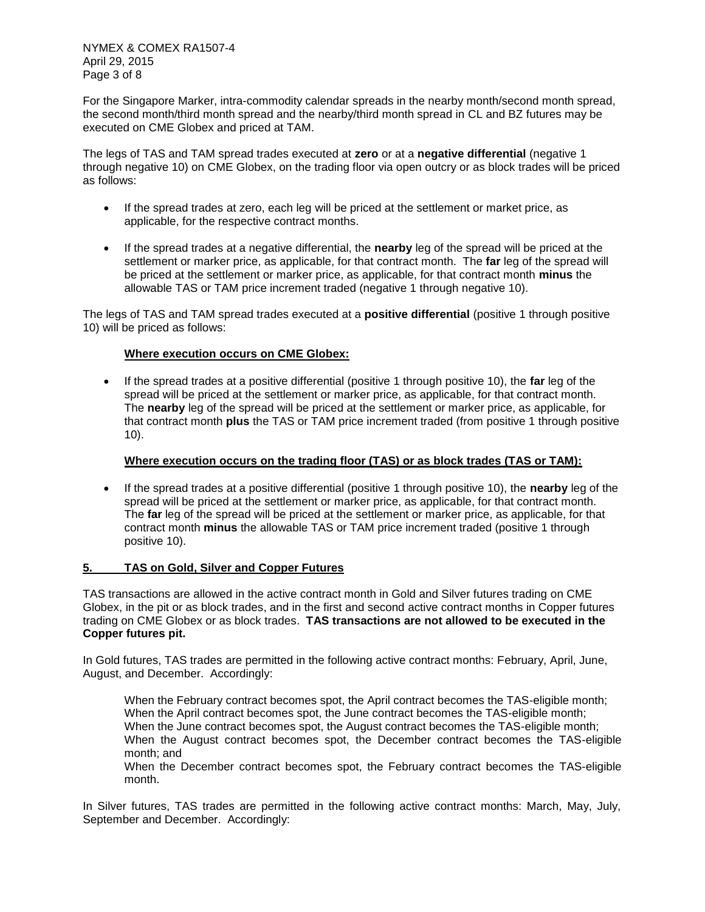For the Singapore Marker, intra-commodity calendar spreads in the nearby month/second month spread, the second month/third month spread and the nearby/third month spread in CL and BZ futures may be executed on CME Globex and priced at TAM.

The legs of TAS and TAM spread trades executed at **zero** or at a **negative differential** (negative 1 through negative 10) on CME Globex, on the trading floor via open outcry or as block trades will be priced as follows:

- If the spread trades at zero, each leg will be priced at the settlement or market price, as applicable, for the respective contract months.
- If the spread trades at a negative differential, the **nearby** leg of the spread will be priced at the settlement or marker price, as applicable, for that contract month. The **far** leg of the spread will be priced at the settlement or marker price, as applicable, for that contract month **minus** the allowable TAS or TAM price increment traded (negative 1 through negative 10).

The legs of TAS and TAM spread trades executed at a **positive differential** (positive 1 through positive 10) will be priced as follows:

**<u>Where execution occurs on CME Globex:</u>**

- If the spread trades at a positive differential (positive 1 through positive 10), the **far** leg of the spread will be priced at the settlement or marker price, as applicable, for that contract month. The **nearby** leg of the spread will be priced at the settlement or marker price, as applicable, for that contract month **plus** the TAS or TAM price increment traded (from positive 1 through positive 10).

**<u>Where execution occurs on the trading floor (TAS) or as block trades (TAS or TAM):</u>**

- If the spread trades at a positive differential (positive 1 through positive 10), the **nearby** leg of the spread will be priced at the settlement or marker price, as applicable, for that contract month. The **far** leg of the spread will be priced at the settlement or marker price, as applicable, for that contract month **minus** the allowable TAS or TAM price increment traded (positive 1 through positive 10).

## 5. TAS on Gold, Silver and Copper Futures

TAS transactions are allowed in the active contract month in Gold and Silver futures trading on CME Globex, in the pit or as block trades, and in the first and second active contract months in Copper futures trading on CME Globex or as block trades. **TAS transactions are not allowed to be executed in the Copper futures pit.**

In Gold futures, TAS trades are permitted in the following active contract months: February, April, June, August, and December. Accordingly:

> When the February contract becomes spot, the April contract becomes the TAS-eligible month;
> When the April contract becomes spot, the June contract becomes the TAS-eligible month;
> When the June contract becomes spot, the August contract becomes the TAS-eligible month;
> When the August contract becomes spot, the December contract becomes the TAS-eligible month; and
> When the December contract becomes spot, the February contract becomes the TAS-eligible month.

In Silver futures, TAS trades are permitted in the following active contract months: March, May, July, September and December. Accordingly: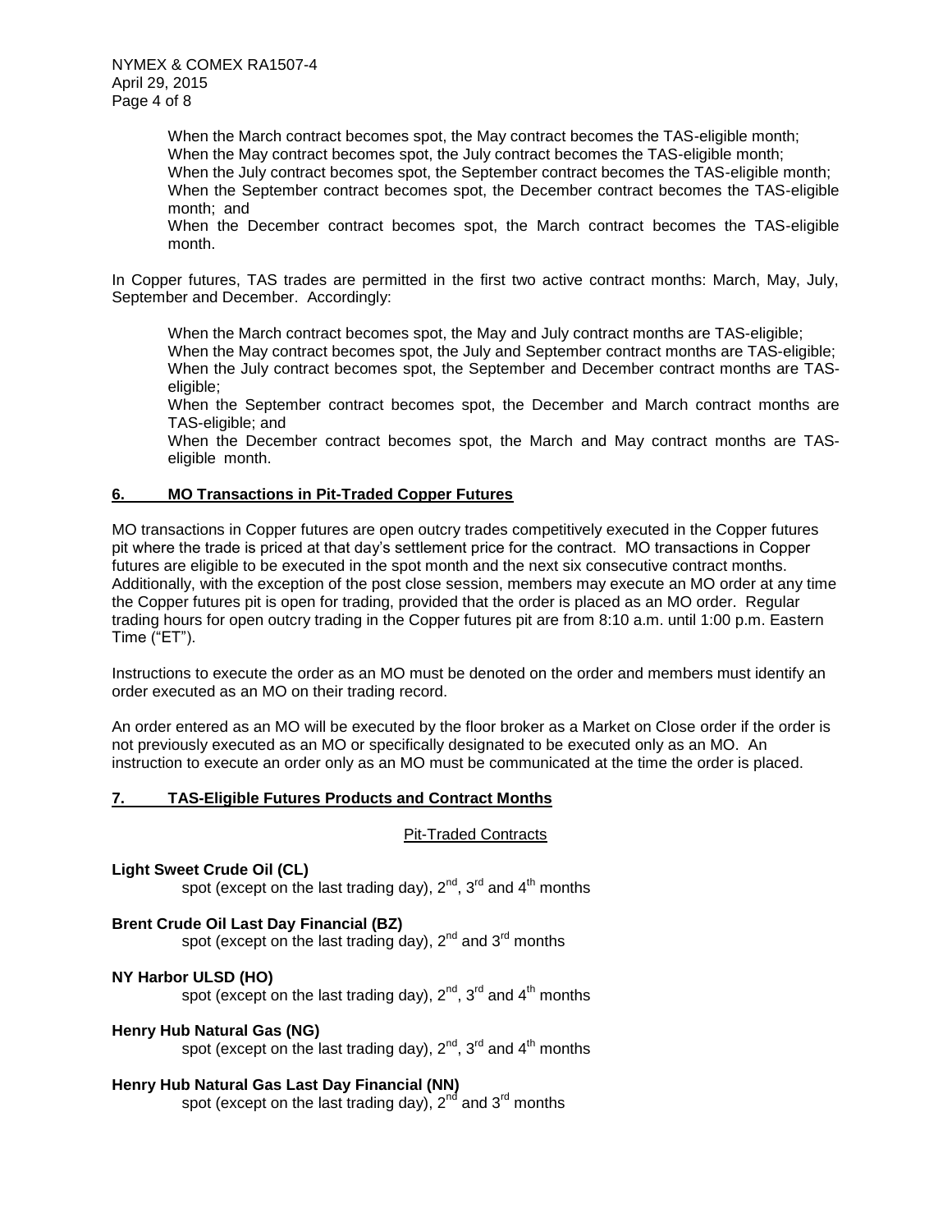When the March contract becomes spot, the May contract becomes the TAS-eligible month;
When the May contract becomes spot, the July contract becomes the TAS-eligible month;
When the July contract becomes spot, the September contract becomes the TAS-eligible month;
When the September contract becomes spot, the December contract becomes the TAS-eligible month; and
When the December contract becomes spot, the March contract becomes the TAS-eligible month.

In Copper futures, TAS trades are permitted in the first two active contract months: March, May, July, September and December. Accordingly:

When the March contract becomes spot, the May and July contract months are TAS-eligible;
When the May contract becomes spot, the July and September contract months are TAS-eligible;
When the July contract becomes spot, the September and December contract months are TAS-eligible;
When the September contract becomes spot, the December and March contract months are TAS-eligible; and
When the December contract becomes spot, the March and May contract months are TAS-eligible month.

## 6. MO Transactions in Pit-Traded Copper Futures

MO transactions in Copper futures are open outcry trades competitively executed in the Copper futures pit where the trade is priced at that day's settlement price for the contract. MO transactions in Copper futures are eligible to be executed in the spot month and the next six consecutive contract months. Additionally, with the exception of the post close session, members may execute an MO order at any time the Copper futures pit is open for trading, provided that the order is placed as an MO order. Regular trading hours for open outcry trading in the Copper futures pit are from 8:10 a.m. until 1:00 p.m. Eastern Time ("ET").

Instructions to execute the order as an MO must be denoted on the order and members must identify an order executed as an MO on their trading record.

An order entered as an MO will be executed by the floor broker as a Market on Close order if the order is not previously executed as an MO or specifically designated to be executed only as an MO. An instruction to execute an order only as an MO must be communicated at the time the order is placed.

## 7. TAS-Eligible Futures Products and Contract Months

Pit-Traded Contracts

**Light Sweet Crude Oil (CL)**
spot (except on the last trading day), 2nd, 3rd and 4th months

**Brent Crude Oil Last Day Financial (BZ)**
spot (except on the last trading day), 2nd and 3rd months

**NY Harbor ULSD (HO)**
spot (except on the last trading day), 2nd, 3rd and 4th months

**Henry Hub Natural Gas (NG)**
spot (except on the last trading day), 2nd, 3rd and 4th months

**Henry Hub Natural Gas Last Day Financial (NN)**
spot (except on the last trading day), 2nd and 3rd months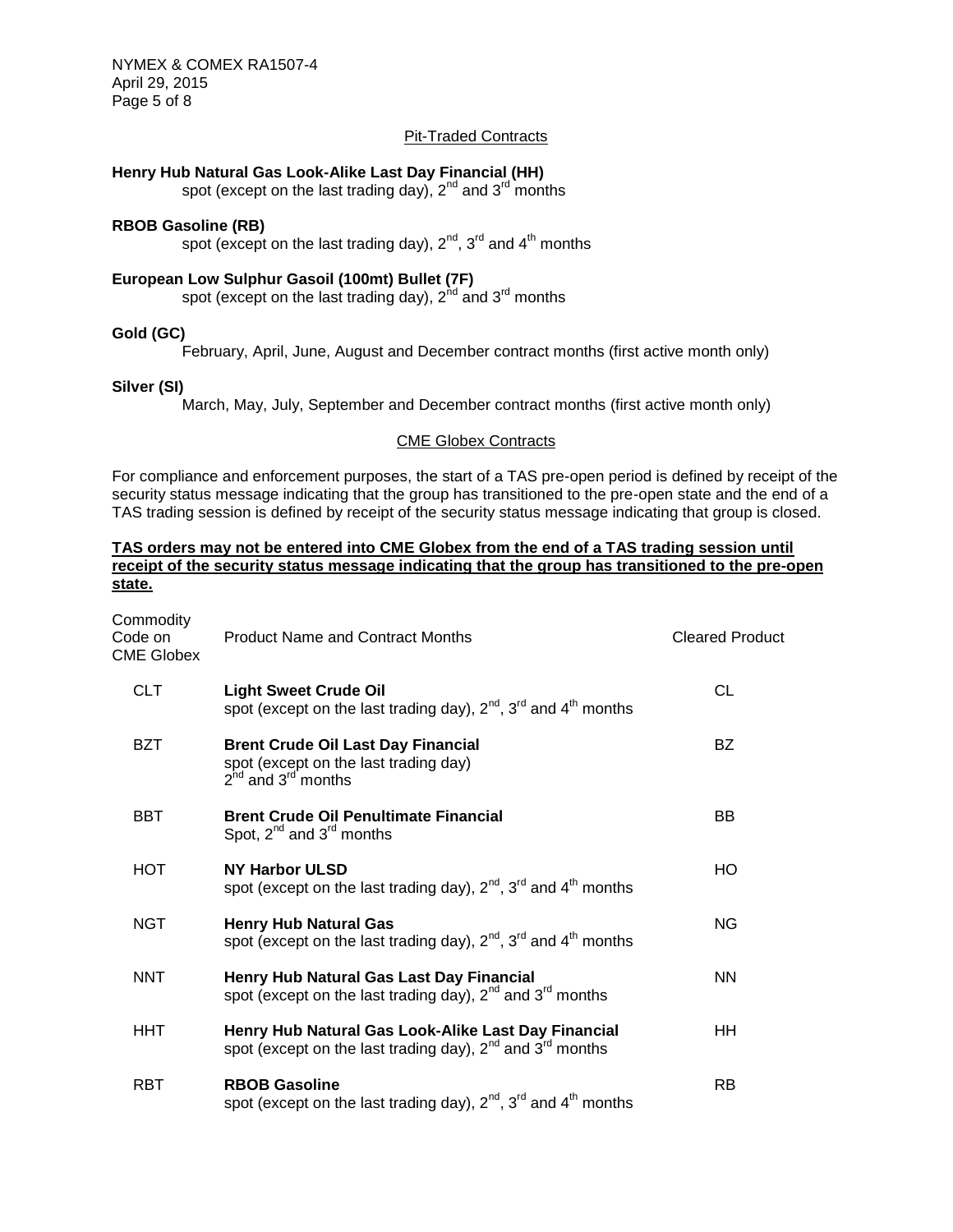## Pit-Traded Contracts

**Henry Hub Natural Gas Look-Alike Last Day Financial (HH)**
spot (except on the last trading day), 2nd and 3rd months

**RBOB Gasoline (RB)**
spot (except on the last trading day), 2nd, 3rd and 4th months

**European Low Sulphur Gasoil (100mt) Bullet (7F)**
spot (except on the last trading day), 2nd and 3rd months

**Gold (GC)**
February, April, June, August and December contract months (first active month only)

**Silver (SI)**
March, May, July, September and December contract months (first active month only)

## CME Globex Contracts

For compliance and enforcement purposes, the start of a TAS pre-open period is defined by receipt of the security status message indicating that the group has transitioned to the pre-open state and the end of a TAS trading session is defined by receipt of the security status message indicating that group is closed.

**TAS orders may not be entered into CME Globex from the end of a TAS trading session until receipt of the security status message indicating that the group has transitioned to the pre-open state.**

| Commodity Code on CME Globex | Product Name and Contract Months | Cleared Product |
|---|---|---|
| CLT | **Light Sweet Crude Oil**<br>spot (except on the last trading day), 2nd, 3rd and 4th months | CL |
| BZT | **Brent Crude Oil Last Day Financial**<br>spot (except on the last trading day)<br>2nd and 3rd months | BZ |
| BBT | **Brent Crude Oil Penultimate Financial**<br>Spot, 2nd and 3rd months | BB |
| HOT | **NY Harbor ULSD**<br>spot (except on the last trading day), 2nd, 3rd and 4th months | HO |
| NGT | **Henry Hub Natural Gas**<br>spot (except on the last trading day), 2nd, 3rd and 4th months | NG |
| NNT | **Henry Hub Natural Gas Last Day Financial**<br>spot (except on the last trading day), 2nd and 3rd months | NN |
| HHT | **Henry Hub Natural Gas Look-Alike Last Day Financial**<br>spot (except on the last trading day), 2nd and 3rd months | HH |
| RBT | **RBOB Gasoline**<br>spot (except on the last trading day), 2nd, 3rd and 4th months | RB |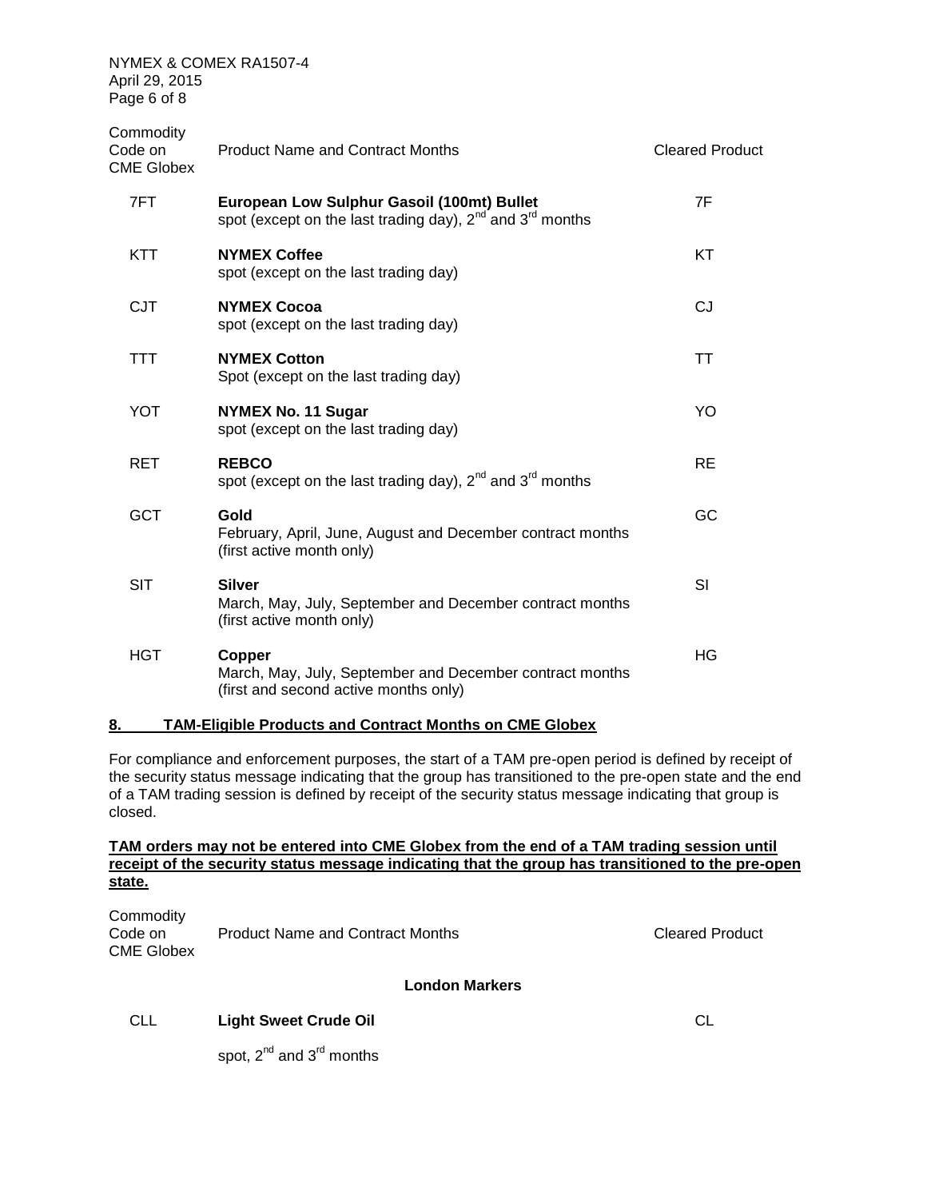| Commodity Code on CME Globex | Product Name and Contract Months | Cleared Product |
|---|---|---|
| 7FT | **European Low Sulphur Gasoil (100mt) Bullet**<br>spot (except on the last trading day), 2nd and 3rd months | 7F |
| KTT | **NYMEX Coffee**<br>spot (except on the last trading day) | KT |
| CJT | **NYMEX Cocoa**<br>spot (except on the last trading day) | CJ |
| TTT | **NYMEX Cotton**<br>Spot (except on the last trading day) | TT |
| YOT | **NYMEX No. 11 Sugar**<br>spot (except on the last trading day) | YO |
| RET | **REBCO**<br>spot (except on the last trading day), 2nd and 3rd months | RE |
| GCT | **Gold**<br>February, April, June, August and December contract months (first active month only) | GC |
| SIT | **Silver**<br>March, May, July, September and December contract months (first active month only) | SI |
| HGT | **Copper**<br>March, May, July, September and December contract months (first and second active months only) | HG |

## 8. TAM-Eligible Products and Contract Months on CME Globex

For compliance and enforcement purposes, the start of a TAM pre-open period is defined by receipt of the security status message indicating that the group has transitioned to the pre-open state and the end of a TAM trading session is defined by receipt of the security status message indicating that group is closed.

**TAM orders may not be entered into CME Globex from the end of a TAM trading session until receipt of the security status message indicating that the group has transitioned to the pre-open state.**

| Commodity Code on CME Globex | Product Name and Contract Months | Cleared Product |
|---|---|---|
| | **London Markers** | |
| CLL | **Light Sweet Crude Oil**<br>spot, 2nd and 3rd months | CL |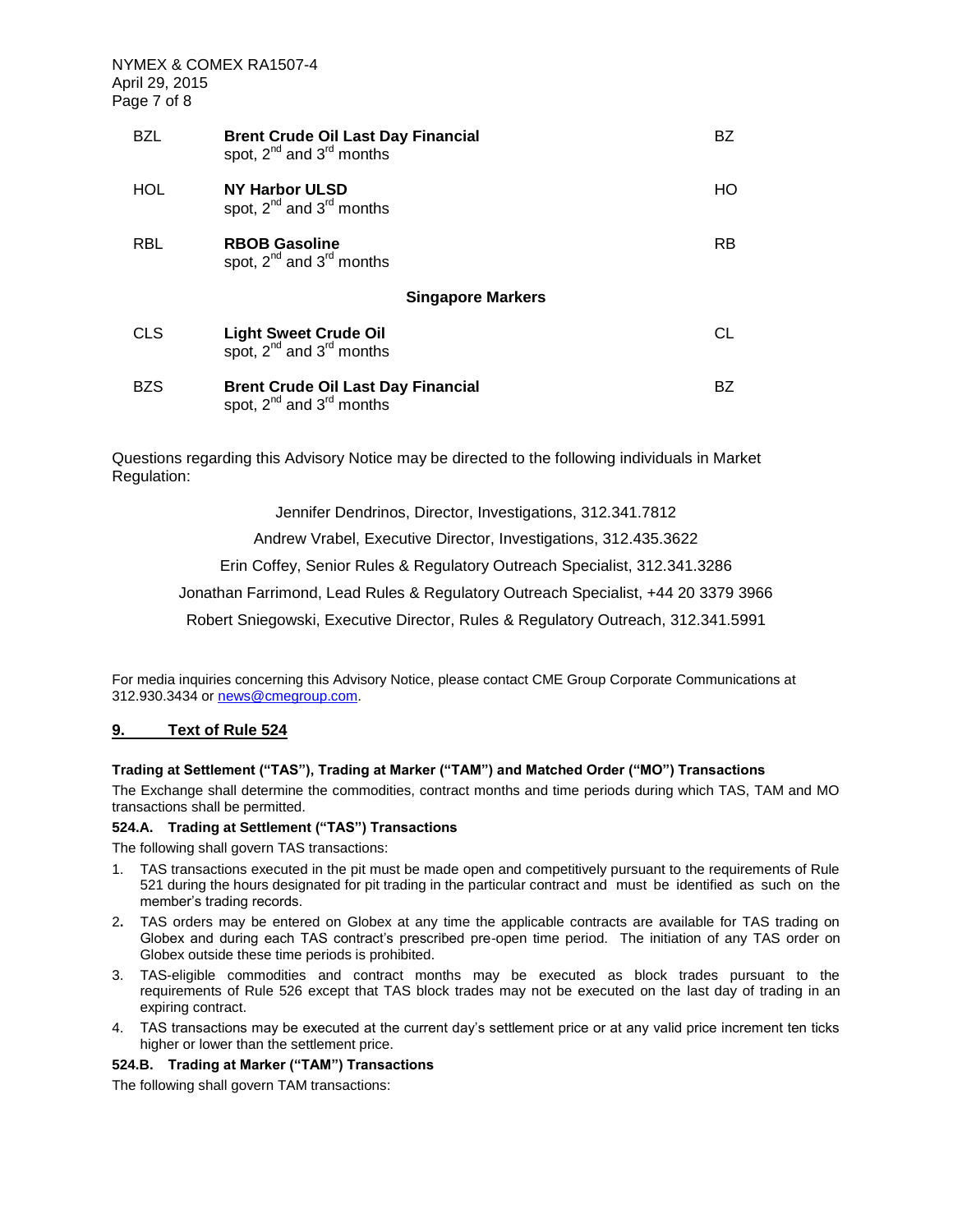| | | |
|---|---|---|
| BZL | **Brent Crude Oil Last Day Financial** spot, 2nd and 3rd months | BZ |
| HOL | **NY Harbor ULSD** spot, 2nd and 3rd months | HO |
| RBL | **RBOB Gasoline** spot, 2nd and 3rd months | RB |
| | **Singapore Markers** | |
| CLS | **Light Sweet Crude Oil** spot, 2nd and 3rd months | CL |
| BZS | **Brent Crude Oil Last Day Financial** spot, 2nd and 3rd months | BZ |

Questions regarding this Advisory Notice may be directed to the following individuals in Market Regulation:

Jennifer Dendrinos, Director, Investigations, 312.341.7812

Andrew Vrabel, Executive Director, Investigations, 312.435.3622

Erin Coffey, Senior Rules & Regulatory Outreach Specialist, 312.341.3286

Jonathan Farrimond, Lead Rules & Regulatory Outreach Specialist, +44 20 3379 3966

Robert Sniegowski, Executive Director, Rules & Regulatory Outreach, 312.341.5991

For media inquiries concerning this Advisory Notice, please contact CME Group Corporate Communications at 312.930.3434 or news@cmegroup.com.

## 9. Text of Rule 524

**Trading at Settlement ("TAS"), Trading at Marker ("TAM") and Matched Order ("MO") Transactions**

The Exchange shall determine the commodities, contract months and time periods during which TAS, TAM and MO transactions shall be permitted.

**524.A. Trading at Settlement ("TAS") Transactions**

The following shall govern TAS transactions:

1. TAS transactions executed in the pit must be made open and competitively pursuant to the requirements of Rule 521 during the hours designated for pit trading in the particular contract and must be identified as such on the member's trading records.
2. TAS orders may be entered on Globex at any time the applicable contracts are available for TAS trading on Globex and during each TAS contract's prescribed pre-open time period. The initiation of any TAS order on Globex outside these time periods is prohibited.
3. TAS-eligible commodities and contract months may be executed as block trades pursuant to the requirements of Rule 526 except that TAS block trades may not be executed on the last day of trading in an expiring contract.
4. TAS transactions may be executed at the current day's settlement price or at any valid price increment ten ticks higher or lower than the settlement price.

**524.B. Trading at Marker ("TAM") Transactions**

The following shall govern TAM transactions: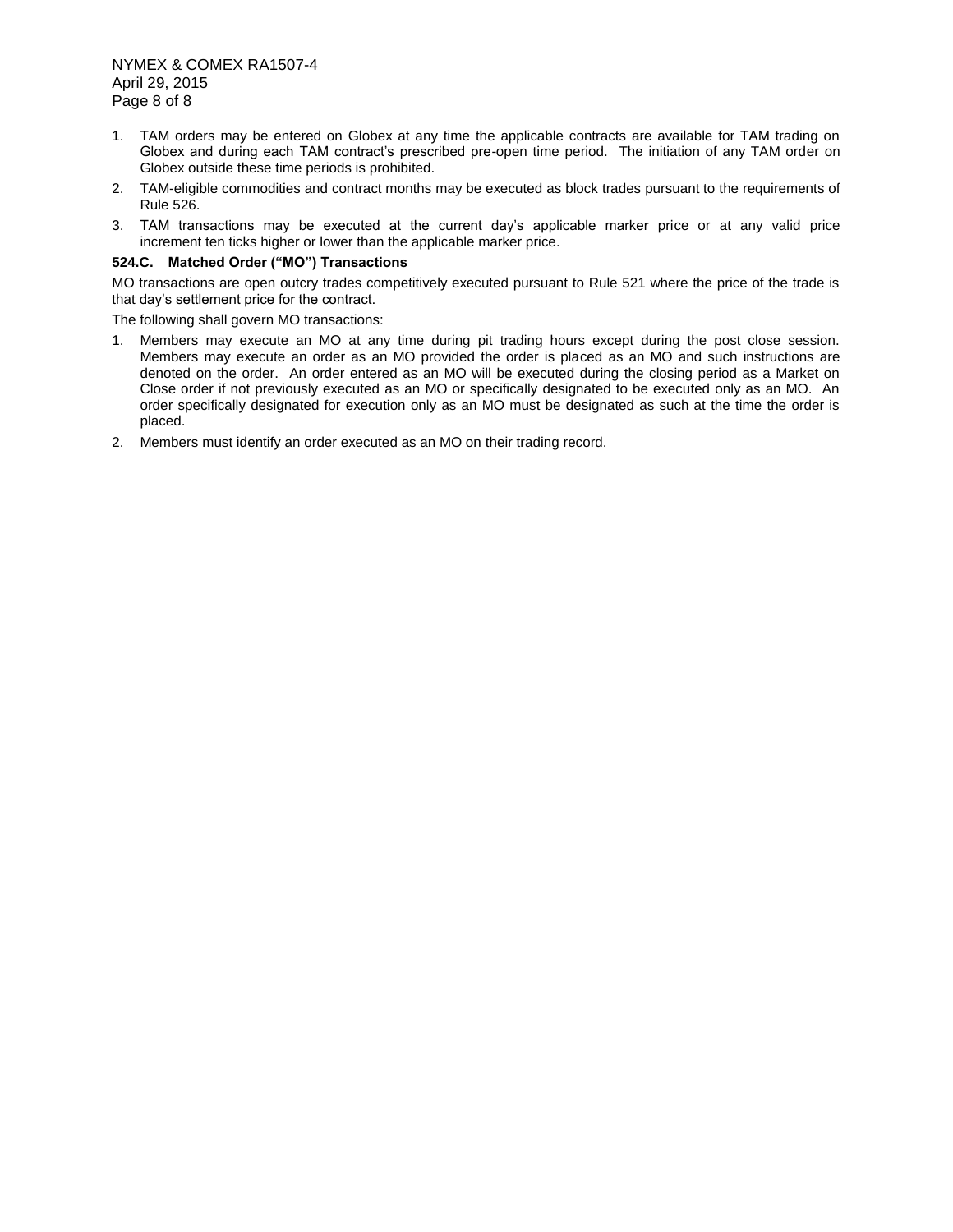1. TAM orders may be entered on Globex at any time the applicable contracts are available for TAM trading on Globex and during each TAM contract's prescribed pre-open time period. The initiation of any TAM order on Globex outside these time periods is prohibited.
2. TAM-eligible commodities and contract months may be executed as block trades pursuant to the requirements of Rule 526.
3. TAM transactions may be executed at the current day's applicable marker price or at any valid price increment ten ticks higher or lower than the applicable marker price.

**524.C. Matched Order ("MO") Transactions**

MO transactions are open outcry trades competitively executed pursuant to Rule 521 where the price of the trade is that day's settlement price for the contract.

The following shall govern MO transactions:

1. Members may execute an MO at any time during pit trading hours except during the post close session. Members may execute an order as an MO provided the order is placed as an MO and such instructions are denoted on the order. An order entered as an MO will be executed during the closing period as a Market on Close order if not previously executed as an MO or specifically designated to be executed only as an MO. An order specifically designated for execution only as an MO must be designated as such at the time the order is placed.
2. Members must identify an order executed as an MO on their trading record.